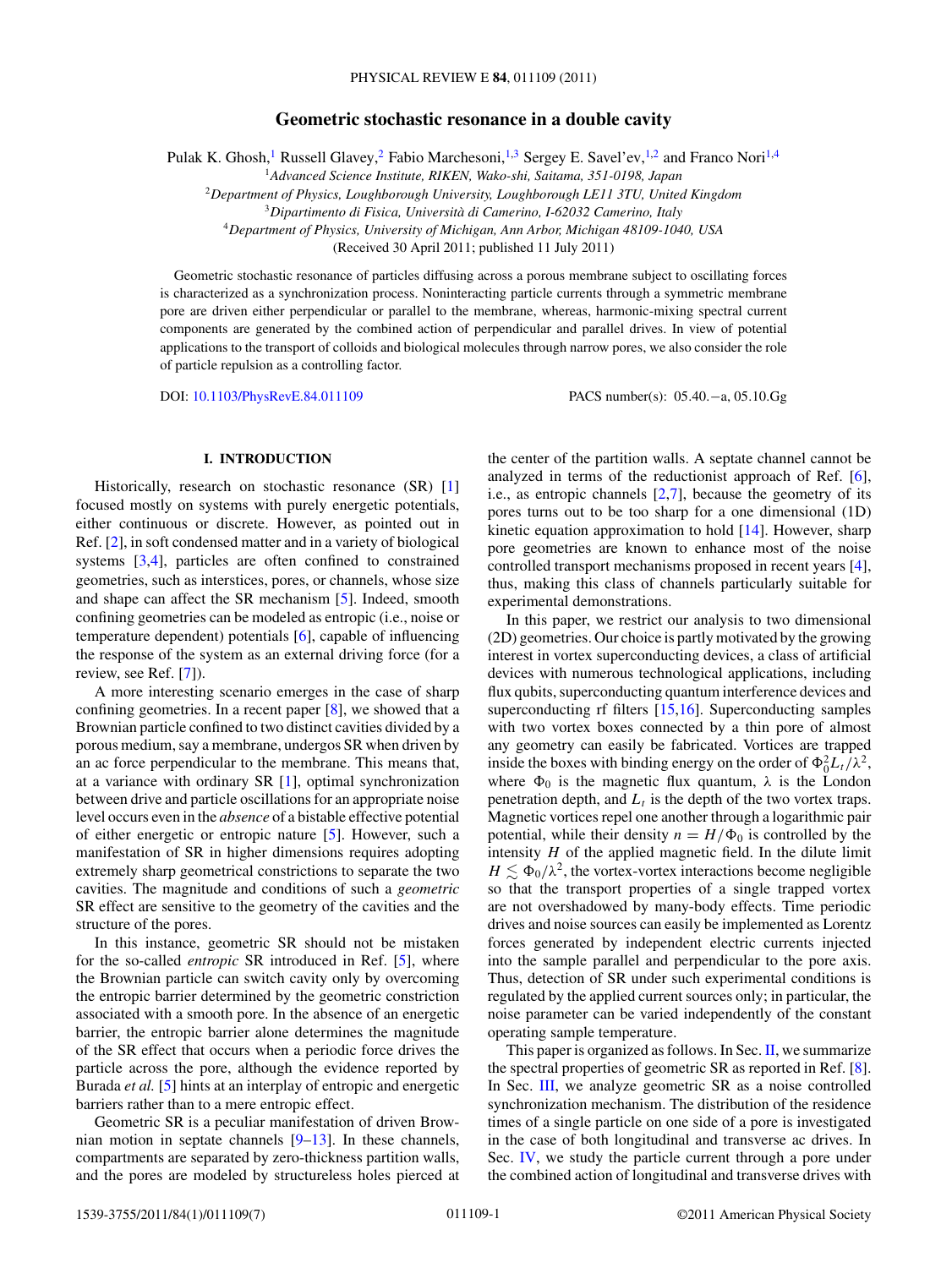# Geometric stochastic resonance in a double cavity

Pulak K. Ghosh,[1] Russell Glavey,[2] Fabio Marchesoni,[1,3] Sergey E. Savel'ev,[1,2] and Franco Nori[1,4]

[1]*Advanced Science Institute, RIKEN, Wako-shi, Saitama, 351-0198, Japan*
[2]*Department of Physics, Loughborough University, Loughborough LE11 3TU, United Kingdom*
[3]*Dipartimento di Fisica, Università di Camerino, I-62032 Camerino, Italy*
[4]*Department of Physics, University of Michigan, Ann Arbor, Michigan 48109-1040, USA*

(Received 30 April 2011; published 11 July 2011)

Geometric stochastic resonance of particles diffusing across a porous membrane subject to oscillating forces is characterized as a synchronization process. Noninteracting particle currents through a symmetric membrane pore are driven either perpendicular or parallel to the membrane, whereas, harmonic-mixing spectral current components are generated by the combined action of perpendicular and parallel drives. In view of potential applications to the transport of colloids and biological molecules through narrow pores, we also consider the role of particle repulsion as a controlling factor.

DOI: 10.1103/PhysRevE.84.011109 PACS number(s): 05.40.−a, 05.10.Gg

## I. INTRODUCTION

Historically, research on stochastic resonance (SR) [1] focused mostly on systems with purely energetic potentials, either continuous or discrete. However, as pointed out in Ref. [2], in soft condensed matter and in a variety of biological systems [3,4], particles are often confined to constrained geometries, such as interstices, pores, or channels, whose size and shape can affect the SR mechanism [5]. Indeed, smooth confining geometries can be modeled as entropic (i.e., noise or temperature dependent) potentials [6], capable of influencing the response of the system as an external driving force (for a review, see Ref. [7]).

A more interesting scenario emerges in the case of sharp confining geometries. In a recent paper [8], we showed that a Brownian particle confined to two distinct cavities divided by a porous medium, say a membrane, undergos SR when driven by an ac force perpendicular to the membrane. This means that, at a variance with ordinary SR [1], optimal synchronization between drive and particle oscillations for an appropriate noise level occurs even in the *absence* of a bistable effective potential of either energetic or entropic nature [5]. However, such a manifestation of SR in higher dimensions requires adopting extremely sharp geometrical constrictions to separate the two cavities. The magnitude and conditions of such a *geometric* SR effect are sensitive to the geometry of the cavities and the structure of the pores.

In this instance, geometric SR should not be mistaken for the so-called *entropic* SR introduced in Ref. [5], where the Brownian particle can switch cavity only by overcoming the entropic barrier determined by the geometric constriction associated with a smooth pore. In the absence of an energetic barrier, the entropic barrier alone determines the magnitude of the SR effect that occurs when a periodic force drives the particle across the pore, although the evidence reported by Burada *et al.* [5] hints at an interplay of entropic and energetic barriers rather than to a mere entropic effect.

Geometric SR is a peculiar manifestation of driven Brownian motion in septate channels [9–13]. In these channels, compartments are separated by zero-thickness partition walls, and the pores are modeled by structureless holes pierced at the center of the partition walls. A septate channel cannot be analyzed in terms of the reductionist approach of Ref. [6], i.e., as entropic channels [2,7], because the geometry of its pores turns out to be too sharp for a one dimensional (1D) kinetic equation approximation to hold [14]. However, sharp pore geometries are known to enhance most of the noise controlled transport mechanisms proposed in recent years [4], thus, making this class of channels particularly suitable for experimental demonstrations.

In this paper, we restrict our analysis to two dimensional (2D) geometries. Our choice is partly motivated by the growing interest in vortex superconducting devices, a class of artificial devices with numerous technological applications, including flux qubits, superconducting quantum interference devices and superconducting rf filters [15,16]. Superconducting samples with two vortex boxes connected by a thin pore of almost any geometry can easily be fabricated. Vortices are trapped inside the boxes with binding energy on the order of $\Phi_0^2 L_t/\lambda^2$, where $\Phi_0$ is the magnetic flux quantum, $\lambda$ is the London penetration depth, and $L_t$ is the depth of the two vortex traps. Magnetic vortices repel one another through a logarithmic pair potential, while their density $n = H/\Phi_0$ is controlled by the intensity $H$ of the applied magnetic field. In the dilute limit $H \lesssim \Phi_0/\lambda^2$, the vortex-vortex interactions become negligible so that the transport properties of a single trapped vortex are not overshadowed by many-body effects. Time periodic drives and noise sources can easily be implemented as Lorentz forces generated by independent electric currents injected into the sample parallel and perpendicular to the pore axis. Thus, detection of SR under such experimental conditions is regulated by the applied current sources only; in particular, the noise parameter can be varied independently of the constant operating sample temperature.

This paper is organized as follows. In Sec. II, we summarize the spectral properties of geometric SR as reported in Ref. [8]. In Sec. III, we analyze geometric SR as a noise controlled synchronization mechanism. The distribution of the residence times of a single particle on one side of a pore is investigated in the case of both longitudinal and transverse ac drives. In Sec. IV, we study the particle current through a pore under the combined action of longitudinal and transverse drives with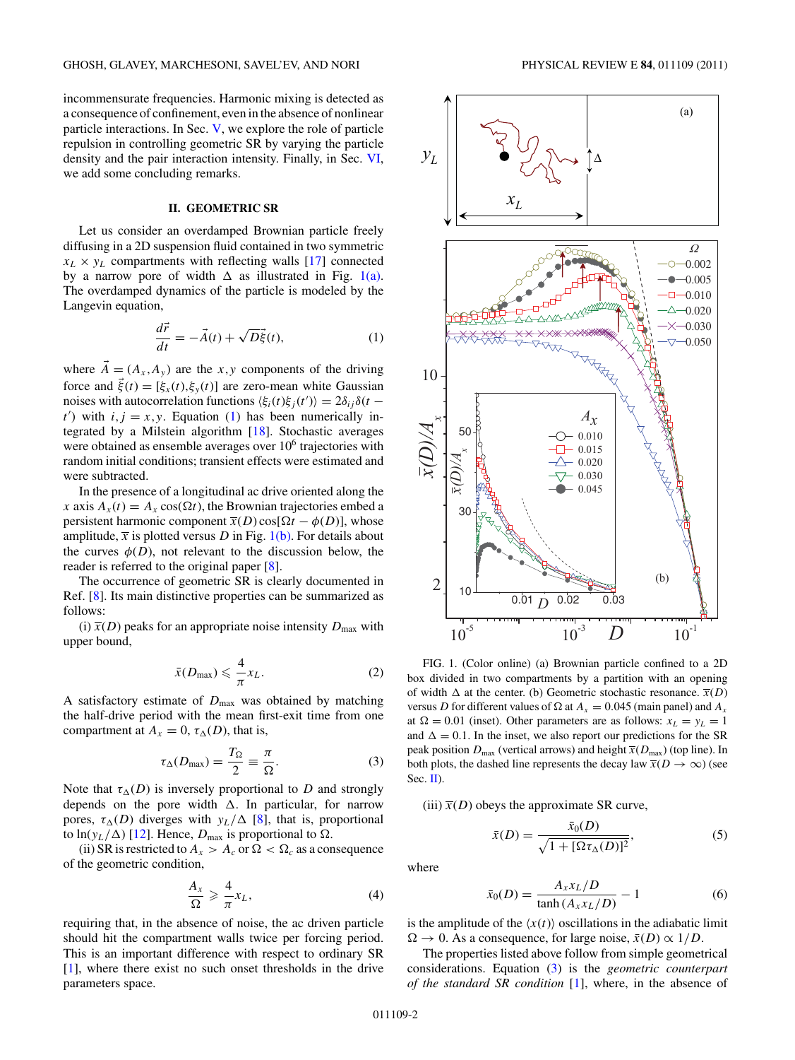incommensurate frequencies. Harmonic mixing is detected as a consequence of confinement, even in the absence of nonlinear particle interactions. In Sec. V, we explore the role of particle repulsion in controlling geometric SR by varying the particle density and the pair interaction intensity. Finally, in Sec. VI, we add some concluding remarks.

## II. GEOMETRIC SR

Let us consider an overdamped Brownian particle freely diffusing in a 2D suspension fluid contained in two symmetric $x_L \times y_L$ compartments with reflecting walls [17] connected by a narrow pore of width $\Delta$ as illustrated in Fig. 1(a). The overdamped dynamics of the particle is modeled by the Langevin equation,

$$\frac{d\vec{r}}{dt} = -\vec{A}(t) + \sqrt{D}\vec{\xi}(t), \tag{1}$$

where $\vec{A} = (A_x, A_y)$ are the $x,y$ components of the driving force and $\vec{\xi}(t) = [\xi_x(t), \xi_y(t)]$ are zero-mean white Gaussian noises with autocorrelation functions $\langle \xi_i(t)\xi_j(t')\rangle = 2\delta_{ij}\delta(t-t')$ with $i,j = x,y$. Equation (1) has been numerically integrated by a Milstein algorithm [18]. Stochastic averages were obtained as ensemble averages over $10^6$ trajectories with random initial conditions; transient effects were estimated and were subtracted.

In the presence of a longitudinal ac drive oriented along the $x$ axis $A_x(t) = A_x\cos(\Omega t)$, the Brownian trajectories embed a persistent harmonic component $\bar{x}(D)\cos[\Omega t - \phi(D)]$, whose amplitude, $\bar{x}$ is plotted versus $D$ in Fig. 1(b). For details about the curves $\phi(D)$, not relevant to the discussion below, the reader is referred to the original paper [8].

The occurrence of geometric SR is clearly documented in Ref. [8]. Its main distinctive properties can be summarized as follows:

(i) $\bar{x}(D)$ peaks for an appropriate noise intensity $D_{\max}$ with upper bound,

$$\bar{x}(D_{\max}) \leqslant \frac{4}{\pi}x_L. \tag{2}$$

A satisfactory estimate of $D_{\max}$ was obtained by matching the half-drive period with the mean first-exit time from one compartment at $A_x = 0$, $\tau_\Delta(D)$, that is,

$$\tau_\Delta(D_{\max}) = \frac{T_\Omega}{2} \equiv \frac{\pi}{\Omega}. \tag{3}$$

Note that $\tau_\Delta(D)$ is inversely proportional to $D$ and strongly depends on the pore width $\Delta$. In particular, for narrow pores, $\tau_\Delta(D)$ diverges with $y_L/\Delta$ [8], that is, proportional to $\ln(y_L/\Delta)$ [12]. Hence, $D_{\max}$ is proportional to $\Omega$.

(ii) SR is restricted to $A_x > A_c$ or $\Omega < \Omega_c$ as a consequence of the geometric condition,

$$\frac{A_x}{\Omega} \geqslant \frac{4}{\pi}x_L, \tag{4}$$

requiring that, in the absence of noise, the ac driven particle should hit the compartment walls twice per forcing period. This is an important difference with respect to ordinary SR [1], where there exist no such onset thresholds in the drive parameters space.

FIG. 1. (Color online) (a) Brownian particle confined to a 2D box divided in two compartments by a partition with an opening of width $\Delta$ at the center. (b) Geometric stochastic resonance. $\bar{x}(D)$ versus $D$ for different values of $\Omega$ at $A_x = 0.045$ (main panel) and $A_x$ at $\Omega = 0.01$ (inset). Other parameters are as follows: $x_L = y_L = 1$ and $\Delta = 0.1$. In the inset, we also report our predictions for the SR peak position $D_{\max}$ (vertical arrows) and height $\bar{x}(D_{\max})$ (top line). In both plots, the dashed line represents the decay law $\bar{x}(D \to \infty)$ (see Sec. II).

(iii) $\bar{x}(D)$ obeys the approximate SR curve,

$$\bar{x}(D) = \frac{\bar{x}_0(D)}{\sqrt{1 + [\Omega\tau_\Delta(D)]^2}}, \tag{5}$$

where

$$\bar{x}_0(D) = \frac{A_x x_L/D}{\tanh(A_x x_L/D)} - 1 \tag{6}$$

is the amplitude of the $\langle x(t)\rangle$ oscillations in the adiabatic limit $\Omega \to 0$. As a consequence, for large noise, $\bar{x}(D) \propto 1/D$.

The properties listed above follow from simple geometrical considerations. Equation (3) is the *geometric counterpart of the standard SR condition* [1], where, in the absence of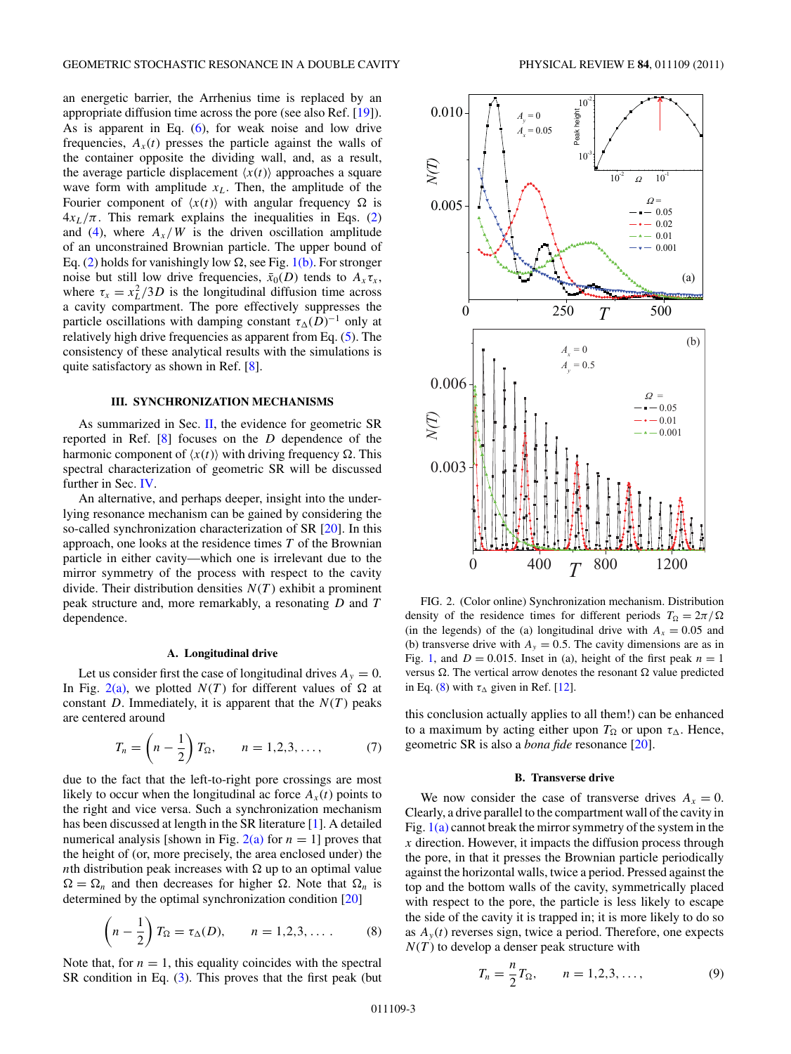an energetic barrier, the Arrhenius time is replaced by an appropriate diffusion time across the pore (see also Ref. [19]). As is apparent in Eq. (6), for weak noise and low drive frequencies, $A_x(t)$ presses the particle against the walls of the container opposite the dividing wall, and, as a result, the average particle displacement $\langle x(t)\rangle$ approaches a square wave form with amplitude $x_L$. Then, the amplitude of the Fourier component of $\langle x(t)\rangle$ with angular frequency $\Omega$ is $4x_L/\pi$. This remark explains the inequalities in Eqs. (2) and (4), where $A_x/W$ is the driven oscillation amplitude of an unconstrained Brownian particle. The upper bound of Eq. (2) holds for vanishingly low $\Omega$, see Fig. 1(b). For stronger noise but still low drive frequencies, $\bar{x}_0(D)$ tends to $A_x\tau_x$, where $\tau_x = x_L^2/3D$ is the longitudinal diffusion time across a cavity compartment. The pore effectively suppresses the particle oscillations with damping constant $\tau_\Delta(D)^{-1}$ only at relatively high drive frequencies as apparent from Eq. (5). The consistency of these analytical results with the simulations is quite satisfactory as shown in Ref. [8].

## III. SYNCHRONIZATION MECHANISMS

As summarized in Sec. II, the evidence for geometric SR reported in Ref. [8] focuses on the $D$ dependence of the harmonic component of $\langle x(t)\rangle$ with driving frequency $\Omega$. This spectral characterization of geometric SR will be discussed further in Sec. IV.

An alternative, and perhaps deeper, insight into the underlying resonance mechanism can be gained by considering the so-called synchronization characterization of SR [20]. In this approach, one looks at the residence times $T$ of the Brownian particle in either cavity—which one is irrelevant due to the mirror symmetry of the process with respect to the cavity divide. Their distribution densities $N(T)$ exhibit a prominent peak structure and, more remarkably, a resonating $D$ and $T$ dependence.

### A. Longitudinal drive

Let us consider first the case of longitudinal drives $A_y = 0$. In Fig. 2(a), we plotted $N(T)$ for different values of $\Omega$ at constant $D$. Immediately, it is apparent that the $N(T)$ peaks are centered around

$$T_n = \left(n - \frac{1}{2}\right) T_\Omega, \qquad n = 1,2,3,\ldots, \tag{7}$$

due to the fact that the left-to-right pore crossings are most likely to occur when the longitudinal ac force $A_x(t)$ points to the right and vice versa. Such a synchronization mechanism has been discussed at length in the SR literature [1]. A detailed numerical analysis [shown in Fig. 2(a) for $n = 1$] proves that the height of (or, more precisely, the area enclosed under) the $n$th distribution peak increases with $\Omega$ up to an optimal value $\Omega = \Omega_n$ and then decreases for higher $\Omega$. Note that $\Omega_n$ is determined by the optimal synchronization condition [20]

$$\left(n - \frac{1}{2}\right) T_\Omega = \tau_\Delta(D), \qquad n = 1,2,3,\ldots. \tag{8}$$

Note that, for $n = 1$, this equality coincides with the spectral SR condition in Eq. (3). This proves that the first peak (but this conclusion actually applies to all them!) can be enhanced to a maximum by acting either upon $T_\Omega$ or upon $\tau_\Delta$. Hence, geometric SR is also a *bona fide* resonance [20].

FIG. 2. (Color online) Synchronization mechanism. Distribution density of the residence times for different periods $T_\Omega = 2\pi/\Omega$ (in the legends) of the (a) longitudinal drive with $A_x = 0.05$ and (b) transverse drive with $A_y = 0.5$. The cavity dimensions are as in Fig. 1, and $D = 0.015$. Inset in (a), height of the first peak $n = 1$ versus $\Omega$. The vertical arrow denotes the resonant $\Omega$ value predicted in Eq. (8) with $\tau_\Delta$ given in Ref. [12].

### B. Transverse drive

We now consider the case of transverse drives $A_x = 0$. Clearly, a drive parallel to the compartment wall of the cavity in Fig. 1(a) cannot break the mirror symmetry of the system in the $x$ direction. However, it impacts the diffusion process through the pore, in that it presses the Brownian particle periodically against the horizontal walls, twice a period. Pressed against the top and the bottom walls of the cavity, symmetrically placed with respect to the pore, the particle is less likely to escape the side of the cavity it is trapped in; it is more likely to do so as $A_y(t)$ reverses sign, twice a period. Therefore, one expects $N(T)$ to develop a denser peak structure with

$$T_n = \frac{n}{2} T_\Omega, \qquad n = 1,2,3,\ldots, \tag{9}$$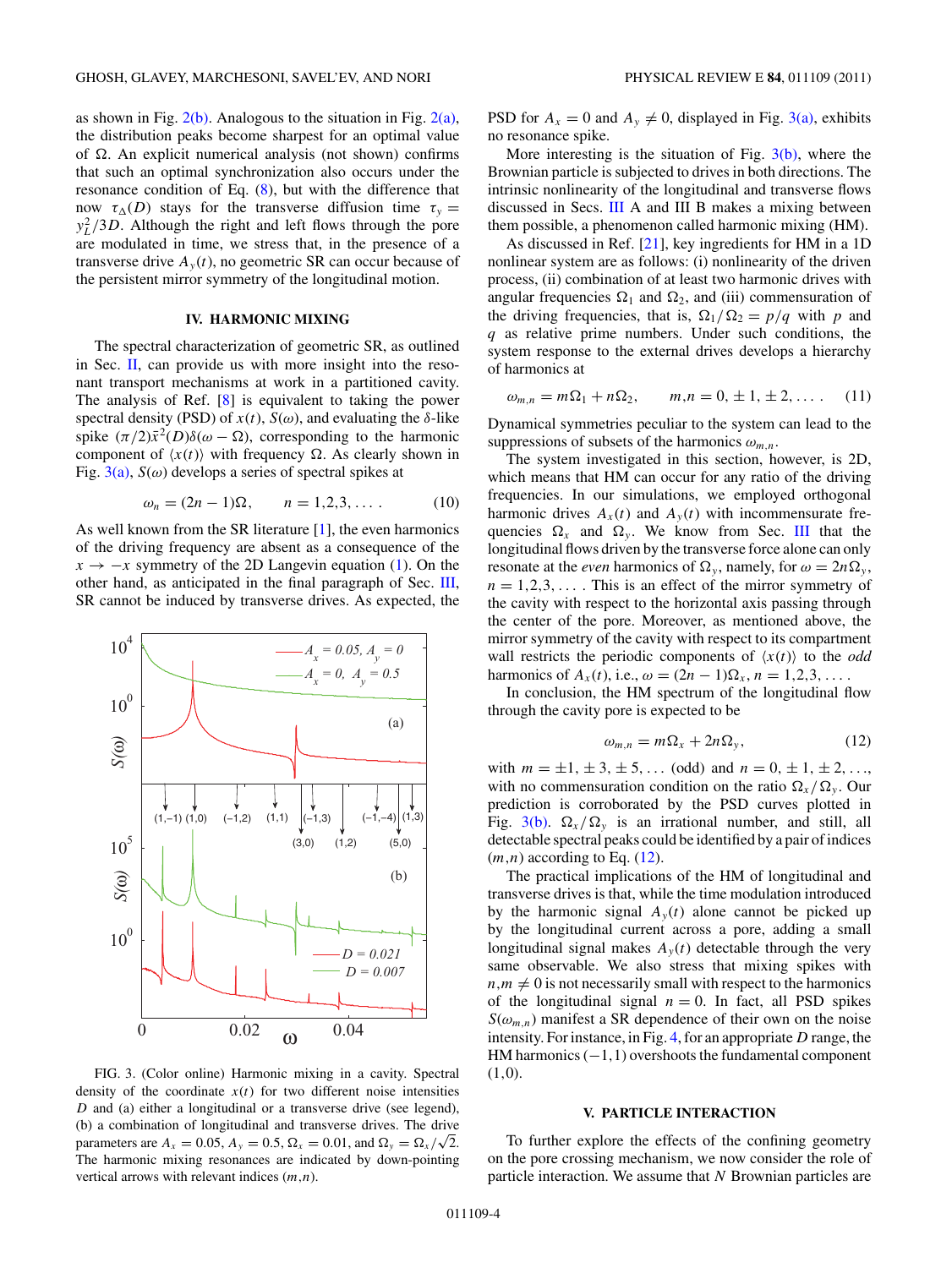as shown in Fig. 2(b). Analogous to the situation in Fig. 2(a), the distribution peaks become sharpest for an optimal value of $\Omega$. An explicit numerical analysis (not shown) confirms that such an optimal synchronization also occurs under the resonance condition of Eq. (8), but with the difference that now $\tau_\Delta(D)$ stays for the transverse diffusion time $\tau_y = y_L^2/3D$. Although the right and left flows through the pore are modulated in time, we stress that, in the presence of a transverse drive $A_y(t)$, no geometric SR can occur because of the persistent mirror symmetry of the longitudinal motion.

## IV. HARMONIC MIXING

The spectral characterization of geometric SR, as outlined in Sec. II, can provide us with more insight into the resonant transport mechanisms at work in a partitioned cavity. The analysis of Ref. [8] is equivalent to taking the power spectral density (PSD) of $x(t)$, $S(\omega)$, and evaluating the $\delta$-like spike $(\pi/2)\bar{x}^2(D)\delta(\omega - \Omega)$, corresponding to the harmonic component of $\langle x(t)\rangle$ with frequency $\Omega$. As clearly shown in Fig. 3(a), $S(\omega)$ develops a series of spectral spikes at

$$\omega_n = (2n-1)\Omega, \qquad n = 1,2,3,\ldots. \tag{10}$$

As well known from the SR literature [1], the even harmonics of the driving frequency are absent as a consequence of the $x \to -x$ symmetry of the 2D Langevin equation (1). On the other hand, as anticipated in the final paragraph of Sec. III, SR cannot be induced by transverse drives. As expected, the PSD for $A_x = 0$ and $A_y \neq 0$, displayed in Fig. 3(a), exhibits no resonance spike.

FIG. 3. (Color online) Harmonic mixing in a cavity. Spectral density of the coordinate $x(t)$ for two different noise intensities $D$ and (a) either a longitudinal or a transverse drive (see legend), (b) a combination of longitudinal and transverse drives. The drive parameters are $A_x = 0.05$, $A_y = 0.5$, $\Omega_x = 0.01$, and $\Omega_y = \Omega_x/\sqrt{2}$. The harmonic mixing resonances are indicated by down-pointing vertical arrows with relevant indices $(m,n)$.

More interesting is the situation of Fig. 3(b), where the Brownian particle is subjected to drives in both directions. The intrinsic nonlinearity of the longitudinal and transverse flows discussed in Secs. III A and III B makes a mixing between them possible, a phenomenon called harmonic mixing (HM).

As discussed in Ref. [21], key ingredients for HM in a 1D nonlinear system are as follows: (i) nonlinearity of the driven process, (ii) combination of at least two harmonic drives with angular frequencies $\Omega_1$ and $\Omega_2$, and (iii) commensuration of the driving frequencies, that is, $\Omega_1/\Omega_2 = p/q$ with $p$ and $q$ as relative prime numbers. Under such conditions, the system response to the external drives develops a hierarchy of harmonics at

$$\omega_{m,n} = m\Omega_1 + n\Omega_2, \qquad m,n = 0, \pm 1, \pm 2, \ldots. \tag{11}$$

Dynamical symmetries peculiar to the system can lead to the suppressions of subsets of the harmonics $\omega_{m,n}$.

The system investigated in this section, however, is 2D, which means that HM can occur for any ratio of the driving frequencies. In our simulations, we employed orthogonal harmonic drives $A_x(t)$ and $A_y(t)$ with incommensurate frequencies $\Omega_x$ and $\Omega_y$. We know from Sec. III that the longitudinal flows driven by the transverse force alone can only resonate at the *even* harmonics of $\Omega_y$, namely, for $\omega = 2n\Omega_y$, $n = 1,2,3,\ldots$. This is an effect of the mirror symmetry of the cavity with respect to the horizontal axis passing through the center of the pore. Moreover, as mentioned above, the mirror symmetry of the cavity with respect to its compartment wall restricts the periodic components of $\langle x(t)\rangle$ to the *odd* harmonics of $A_x(t)$, i.e., $\omega = (2n-1)\Omega_x$, $n = 1,2,3,\ldots$.

In conclusion, the HM spectrum of the longitudinal flow through the cavity pore is expected to be

$$\omega_{m,n} = m\Omega_x + 2n\Omega_y, \tag{12}$$

with $m = \pm 1, \pm 3, \pm 5, \ldots$ (odd) and $n = 0, \pm 1, \pm 2, \ldots$, with no commensuration condition on the ratio $\Omega_x/\Omega_y$. Our prediction is corroborated by the PSD curves plotted in Fig. 3(b). $\Omega_x/\Omega_y$ is an irrational number, and still, all detectable spectral peaks could be identified by a pair of indices $(m,n)$ according to Eq. (12).

The practical implications of the HM of longitudinal and transverse drives is that, while the time modulation introduced by the harmonic signal $A_y(t)$ alone cannot be picked up by the longitudinal current across a pore, adding a small longitudinal signal makes $A_y(t)$ detectable through the very same observable. We also stress that mixing spikes with $n,m \neq 0$ is not necessarily small with respect to the harmonics of the longitudinal signal $n = 0$. In fact, all PSD spikes $S(\omega_{m,n})$ manifest a SR dependence of their own on the noise intensity. For instance, in Fig. 4, for an appropriate $D$ range, the HM harmonics $(-1,1)$ overshoots the fundamental component $(1,0)$.

## V. PARTICLE INTERACTION

To further explore the effects of the confining geometry on the pore crossing mechanism, we now consider the role of particle interaction. We assume that $N$ Brownian particles are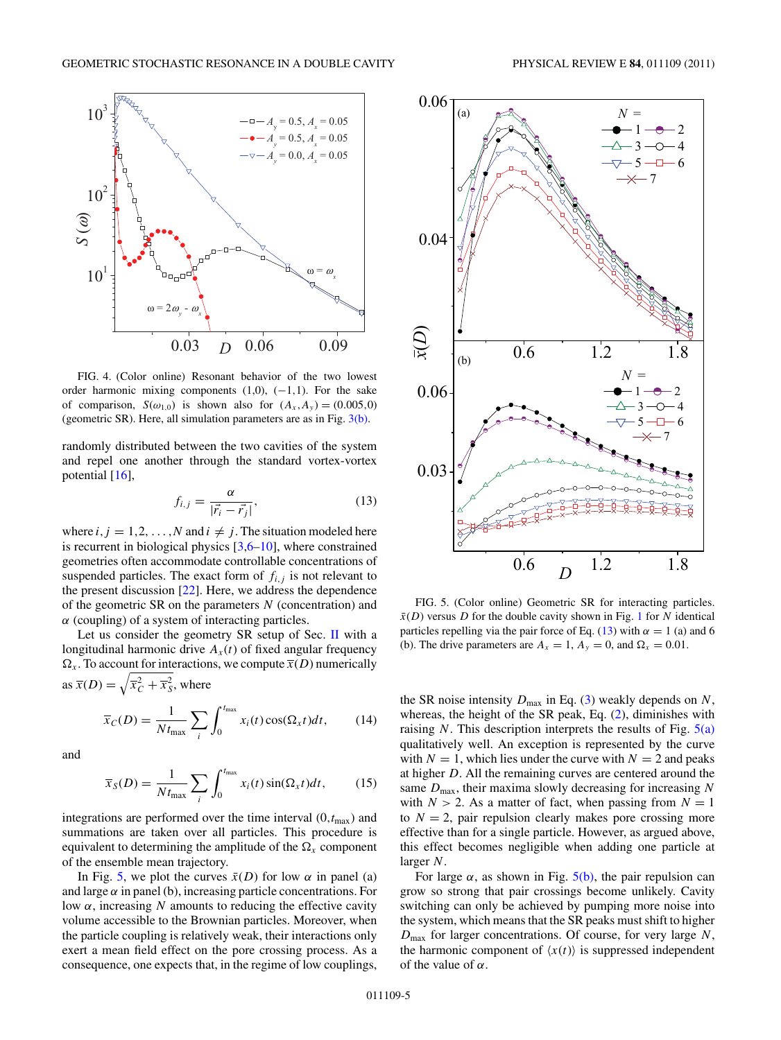FIG. 4. (Color online) Resonant behavior of the two lowest order harmonic mixing components (1,0), (−1,1). For the sake of comparison, $S(\omega_{1,0})$ is shown also for $(A_x, A_y) = (0.005, 0)$ (geometric SR). Here, all simulation parameters are as in Fig. 3(b).

randomly distributed between the two cavities of the system and repel one another through the standard vortex-vortex potential [16],

$$f_{i,j} = \frac{\alpha}{|\vec{r}_i - \vec{r}_j|}, \tag{13}$$

where $i, j = 1, 2, \ldots, N$ and $i \neq j$. The situation modeled here is recurrent in biological physics [3,6–10], where constrained geometries often accommodate controllable concentrations of suspended particles. The exact form of $f_{i,j}$ is not relevant to the present discussion [22]. Here, we address the dependence of the geometric SR on the parameters $N$ (concentration) and $\alpha$ (coupling) of a system of interacting particles.

Let us consider the geometry SR setup of Sec. II with a longitudinal harmonic drive $A_x(t)$ of fixed angular frequency $\Omega_x$. To account for interactions, we compute $\overline{x}(D)$ numerically as $\overline{x}(D) = \sqrt{\overline{x}_C^2 + \overline{x}_S^2}$, where

$$\overline{x}_C(D) = \frac{1}{N t_{\max}} \sum_i \int_0^{t_{\max}} x_i(t) \cos(\Omega_x t) dt, \tag{14}$$

and

$$\overline{x}_S(D) = \frac{1}{N t_{\max}} \sum_i \int_0^{t_{\max}} x_i(t) \sin(\Omega_x t) dt, \tag{15}$$

integrations are performed over the time interval $(0, t_{\max})$ and summations are taken over all particles. This procedure is equivalent to determining the amplitude of the $\Omega_x$ component of the ensemble mean trajectory.

In Fig. 5, we plot the curves $\bar{x}(D)$ for low $\alpha$ in panel (a) and large $\alpha$ in panel (b), increasing particle concentrations. For low $\alpha$, increasing $N$ amounts to reducing the effective cavity volume accessible to the Brownian particles. Moreover, when the particle coupling is relatively weak, their interactions only exert a mean field effect on the pore crossing process. As a consequence, one expects that, in the regime of low couplings, the SR noise intensity $D_{\max}$ in Eq. (3) weakly depends on $N$, whereas, the height of the SR peak, Eq. (2), diminishes with raising $N$. This description interprets the results of Fig. 5(a) qualitatively well. An exception is represented by the curve with $N = 1$, which lies under the curve with $N = 2$ and peaks at higher $D$. All the remaining curves are centered around the same $D_{\max}$, their maxima slowly decreasing for increasing $N$ with $N > 2$. As a matter of fact, when passing from $N = 1$ to $N = 2$, pair repulsion clearly makes pore crossing more effective than for a single particle. However, as argued above, this effect becomes negligible when adding one particle at larger $N$.

For large $\alpha$, as shown in Fig. 5(b), the pair repulsion can grow so strong that pair crossings become unlikely. Cavity switching can only be achieved by pumping more noise into the system, which means that the SR peaks must shift to higher $D_{\max}$ for larger concentrations. Of course, for very large $N$, the harmonic component of $\langle x(t) \rangle$ is suppressed independent of the value of $\alpha$.

FIG. 5. (Color online) Geometric SR for interacting particles. $\bar{x}(D)$ versus $D$ for the double cavity shown in Fig. 1 for $N$ identical particles repelling via the pair force of Eq. (13) with $\alpha = 1$ (a) and 6 (b). The drive parameters are $A_x = 1$, $A_y = 0$, and $\Omega_x = 0.01$.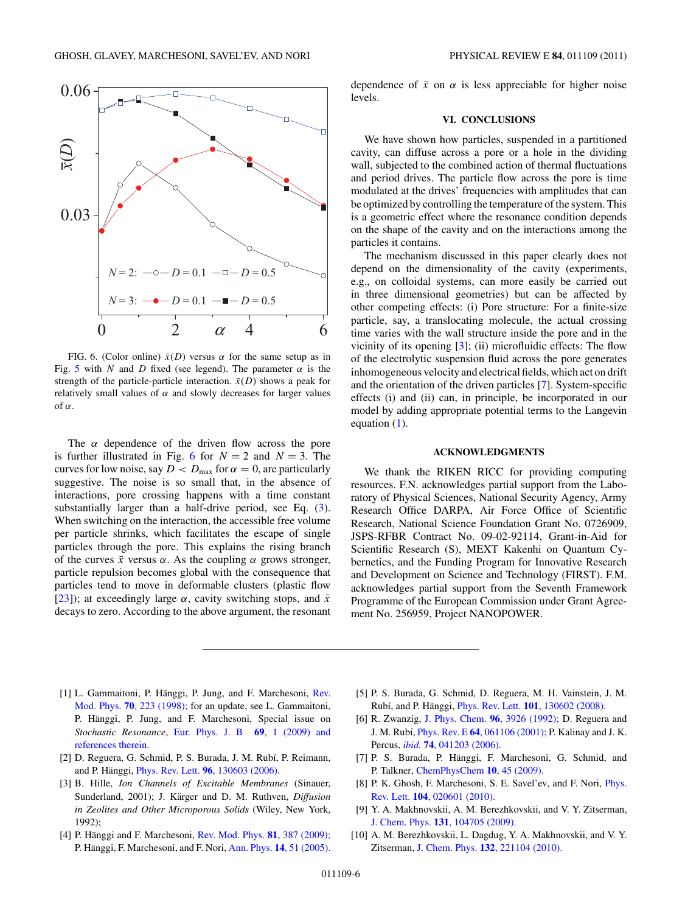0.06

0.03

$\bar{x}(D)$

0 2 $\alpha$ 4 6

$N = 2$: —○— $D = 0.1$ —□— $D = 0.5$

$N = 3$: —●— $D = 0.1$ —■— $D = 0.5$

FIG. 6. (Color online) $\bar{x}(D)$ versus $\alpha$ for the same setup as in Fig. 5 with $N$ and $D$ fixed (see legend). The parameter $\alpha$ is the strength of the particle-particle interaction. $\bar{x}(D)$ shows a peak for relatively small values of $\alpha$ and slowly decreases for larger values of $\alpha$.

The $\alpha$ dependence of the driven flow across the pore is further illustrated in Fig. 6 for $N = 2$ and $N = 3$. The curves for low noise, say $D < D_{\max}$ for $\alpha = 0$, are particularly suggestive. The noise is so small that, in the absence of interactions, pore crossing happens with a time constant substantially larger than a half-drive period, see Eq. (3). When switching on the interaction, the accessible free volume per particle shrinks, which facilitates the escape of single particles through the pore. This explains the rising branch of the curves $\bar{x}$ versus $\alpha$. As the coupling $\alpha$ grows stronger, particle repulsion becomes global with the consequence that particles tend to move in deformable clusters (plastic flow [23]); at exceedingly large $\alpha$, cavity switching stops, and $\bar{x}$ decays to zero. According to the above argument, the resonant dependence of $\bar{x}$ on $\alpha$ is less appreciable for higher noise levels.

## VI. CONCLUSIONS

We have shown how particles, suspended in a partitioned cavity, can diffuse across a pore or a hole in the dividing wall, subjected to the combined action of thermal fluctuations and period drives. The particle flow across the pore is time modulated at the drives' frequencies with amplitudes that can be optimized by controlling the temperature of the system. This is a geometric effect where the resonance condition depends on the shape of the cavity and on the interactions among the particles it contains.

The mechanism discussed in this paper clearly does not depend on the dimensionality of the cavity (experiments, e.g., on colloidal systems, can more easily be carried out in three dimensional geometries) but can be affected by other competing effects: (i) Pore structure: For a finite-size particle, say, a translocating molecule, the actual crossing time varies with the wall structure inside the pore and in the vicinity of its opening [3]; (ii) microfluidic effects: The flow of the electrolytic suspension fluid across the pore generates inhomogeneous velocity and electrical fields, which act on drift and the orientation of the driven particles [7]. System-specific effects (i) and (ii) can, in principle, be incorporated in our model by adding appropriate potential terms to the Langevin equation (1).

## ACKNOWLEDGMENTS

We thank the RIKEN RICC for providing computing resources. F.N. acknowledges partial support from the Laboratory of Physical Sciences, National Security Agency, Army Research Office DARPA, Air Force Office of Scientific Research, National Science Foundation Grant No. 0726909, JSPS-RFBR Contract No. 09-02-92114, Grant-in-Aid for Scientific Research (S), MEXT Kakenhi on Quantum Cybernetics, and the Funding Program for Innovative Research and Development on Science and Technology (FIRST). F.M. acknowledges partial support from the Seventh Framework Programme of the European Commission under Grant Agreement No. 256959, Project NANOPOWER.

---

[1] L. Gammaitoni, P. Hänggi, P. Jung, and F. Marchesoni, Rev. Mod. Phys. **70**, 223 (1998); for an update, see L. Gammaitoni, P. Hänggi, P. Jung, and F. Marchesoni, Special issue on *Stochastic Resonance*, Eur. Phys. J. B **69**, 1 (2009) and references therein.

[2] D. Reguera, G. Schmid, P. S. Burada, J. M. Rubí, P. Reimann, and P. Hänggi, Phys. Rev. Lett. **96**, 130603 (2006).

[3] B. Hille, *Ion Channels of Excitable Membranes* (Sinauer, Sunderland, 2001); J. Kärger and D. M. Ruthven, *Diffusion in Zeolites and Other Microporous Solids* (Wiley, New York, 1992);

[4] P. Hänggi and F. Marchesoni, Rev. Mod. Phys. **81**, 387 (2009); P. Hänggi, F. Marchesoni, and F. Nori, Ann. Phys. **14**, 51 (2005).

[5] P. S. Burada, G. Schmid, D. Reguera, M. H. Vainstein, J. M. Rubí, and P. Hänggi, Phys. Rev. Lett. **101**, 130602 (2008).

[6] R. Zwanzig, J. Phys. Chem. **96**, 3926 (1992); D. Reguera and J. M. Rubí, Phys. Rev. E **64**, 061106 (2001); P. Kalinay and J. K. Percus, *ibid.* **74**, 041203 (2006).

[7] P. S. Burada, P. Hänggi, F. Marchesoni, G. Schmid, and P. Talkner, ChemPhysChem **10**, 45 (2009).

[8] P. K. Ghosh, F. Marchesoni, S. E. Savel'ev, and F. Nori, Phys. Rev. Lett. **104**, 020601 (2010).

[9] Y. A. Makhnovskii, A. M. Berezhkovskii, and V. Y. Zitserman, J. Chem. Phys. **131**, 104705 (2009).

[10] A. M. Berezhkovskii, L. Dagdug, Y. A. Makhnovskii, and V. Y. Zitserman, J. Chem. Phys. **132**, 221104 (2010).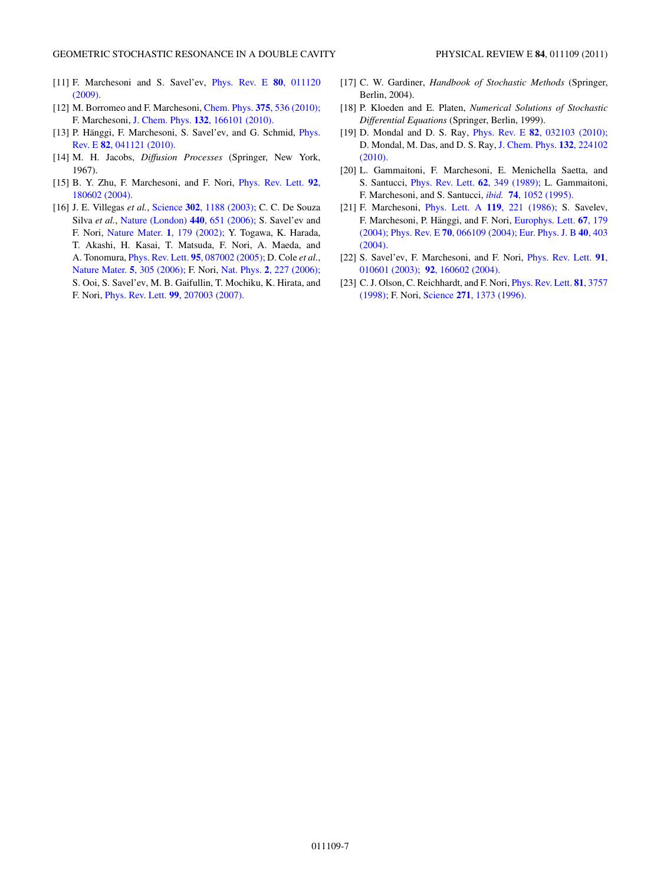[11] F. Marchesoni and S. Savel'ev, Phys. Rev. E **80**, 011120 (2009).

[12] M. Borromeo and F. Marchesoni, Chem. Phys. **375**, 536 (2010); F. Marchesoni, J. Chem. Phys. **132**, 166101 (2010).

[13] P. Hänggi, F. Marchesoni, S. Savel'ev, and G. Schmid, Phys. Rev. E **82**, 041121 (2010).

[14] M. H. Jacobs, *Diffusion Processes* (Springer, New York, 1967).

[15] B. Y. Zhu, F. Marchesoni, and F. Nori, Phys. Rev. Lett. **92**, 180602 (2004).

[16] J. E. Villegas *et al.*, Science **302**, 1188 (2003); C. C. De Souza Silva *et al.*, Nature (London) **440**, 651 (2006); S. Savel'ev and F. Nori, Nature Mater. **1**, 179 (2002); Y. Togawa, K. Harada, T. Akashi, H. Kasai, T. Matsuda, F. Nori, A. Maeda, and A. Tonomura, Phys. Rev. Lett. **95**, 087002 (2005); D. Cole *et al.*, Nature Mater. **5**, 305 (2006); F. Nori, Nat. Phys. **2**, 227 (2006); S. Ooi, S. Savel'ev, M. B. Gaifullin, T. Mochiku, K. Hirata, and F. Nori, Phys. Rev. Lett. **99**, 207003 (2007).

[17] C. W. Gardiner, *Handbook of Stochastic Methods* (Springer, Berlin, 2004).

[18] P. Kloeden and E. Platen, *Numerical Solutions of Stochastic Differential Equations* (Springer, Berlin, 1999).

[19] D. Mondal and D. S. Ray, Phys. Rev. E **82**, 032103 (2010); D. Mondal, M. Das, and D. S. Ray, J. Chem. Phys. **132**, 224102 (2010).

[20] L. Gammaitoni, F. Marchesoni, E. Menichella Saetta, and S. Santucci, Phys. Rev. Lett. **62**, 349 (1989); L. Gammaitoni, F. Marchesoni, and S. Santucci, *ibid.* **74**, 1052 (1995).

[21] F. Marchesoni, Phys. Lett. A **119**, 221 (1986); S. Savelev, F. Marchesoni, P. Hänggi, and F. Nori, Europhys. Lett. **67**, 179 (2004); Phys. Rev. E **70**, 066109 (2004); Eur. Phys. J. B **40**, 403 (2004).

[22] S. Savel'ev, F. Marchesoni, and F. Nori, Phys. Rev. Lett. **91**, 010601 (2003); **92**, 160602 (2004).

[23] C. J. Olson, C. Reichhardt, and F. Nori, Phys. Rev. Lett. **81**, 3757 (1998); F. Nori, Science **271**, 1373 (1996).